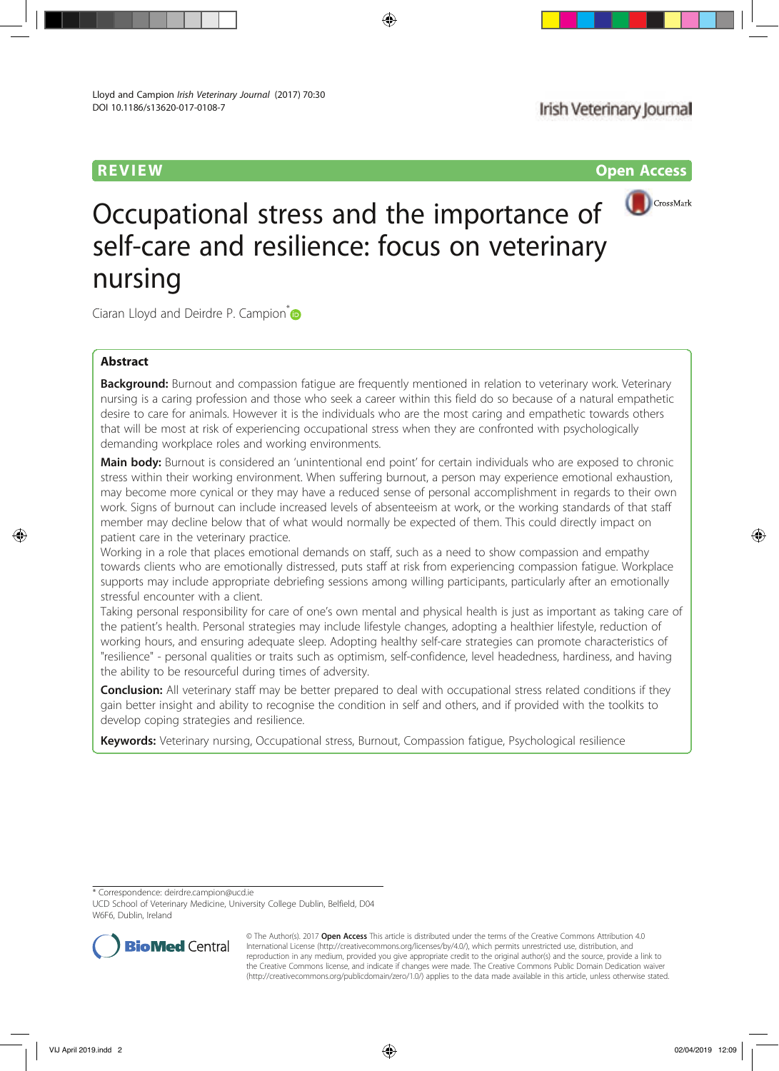Lloyd and Campion *Irish Veterinary Journal* (2017) 70:30
DOI 10.1186/s13620-017-0108-7

REVIEW

Open Access

# Occupational stress and the importance of self-care and resilience: focus on veterinary nursing

Ciaran Lloyd and Deirdre P. Campion*

## Abstract

**Background:** Burnout and compassion fatigue are frequently mentioned in relation to veterinary work. Veterinary nursing is a caring profession and those who seek a career within this field do so because of a natural empathetic desire to care for animals. However it is the individuals who are the most caring and empathetic towards others that will be most at risk of experiencing occupational stress when they are confronted with psychologically demanding workplace roles and working environments.

**Main body:** Burnout is considered an 'unintentional end point' for certain individuals who are exposed to chronic stress within their working environment. When suffering burnout, a person may experience emotional exhaustion, may become more cynical or they may have a reduced sense of personal accomplishment in regards to their own work. Signs of burnout can include increased levels of absenteeism at work, or the working standards of that staff member may decline below that of what would normally be expected of them. This could directly impact on patient care in the veterinary practice.

Working in a role that places emotional demands on staff, such as a need to show compassion and empathy towards clients who are emotionally distressed, puts staff at risk from experiencing compassion fatigue. Workplace supports may include appropriate debriefing sessions among willing participants, particularly after an emotionally stressful encounter with a client.

Taking personal responsibility for care of one's own mental and physical health is just as important as taking care of the patient's health. Personal strategies may include lifestyle changes, adopting a healthier lifestyle, reduction of working hours, and ensuring adequate sleep. Adopting healthy self-care strategies can promote characteristics of "resilience" - personal qualities or traits such as optimism, self-confidence, level headedness, hardiness, and having the ability to be resourceful during times of adversity.

**Conclusion:** All veterinary staff may be better prepared to deal with occupational stress related conditions if they gain better insight and ability to recognise the condition in self and others, and if provided with the toolkits to develop coping strategies and resilience.

**Keywords:** Veterinary nursing, Occupational stress, Burnout, Compassion fatigue, Psychological resilience

* Correspondence: deirdre.campion@ucd.ie
UCD School of Veterinary Medicine, University College Dublin, Belfield, D04 W6F6, Dublin, Ireland

© The Author(s). 2017 **Open Access** This article is distributed under the terms of the Creative Commons Attribution 4.0 International License (http://creativecommons.org/licenses/by/4.0/), which permits unrestricted use, distribution, and reproduction in any medium, provided you give appropriate credit to the original author(s) and the source, provide a link to the Creative Commons license, and indicate if changes were made. The Creative Commons Public Domain Dedication waiver (http://creativecommons.org/publicdomain/zero/1.0/) applies to the data made available in this article, unless otherwise stated.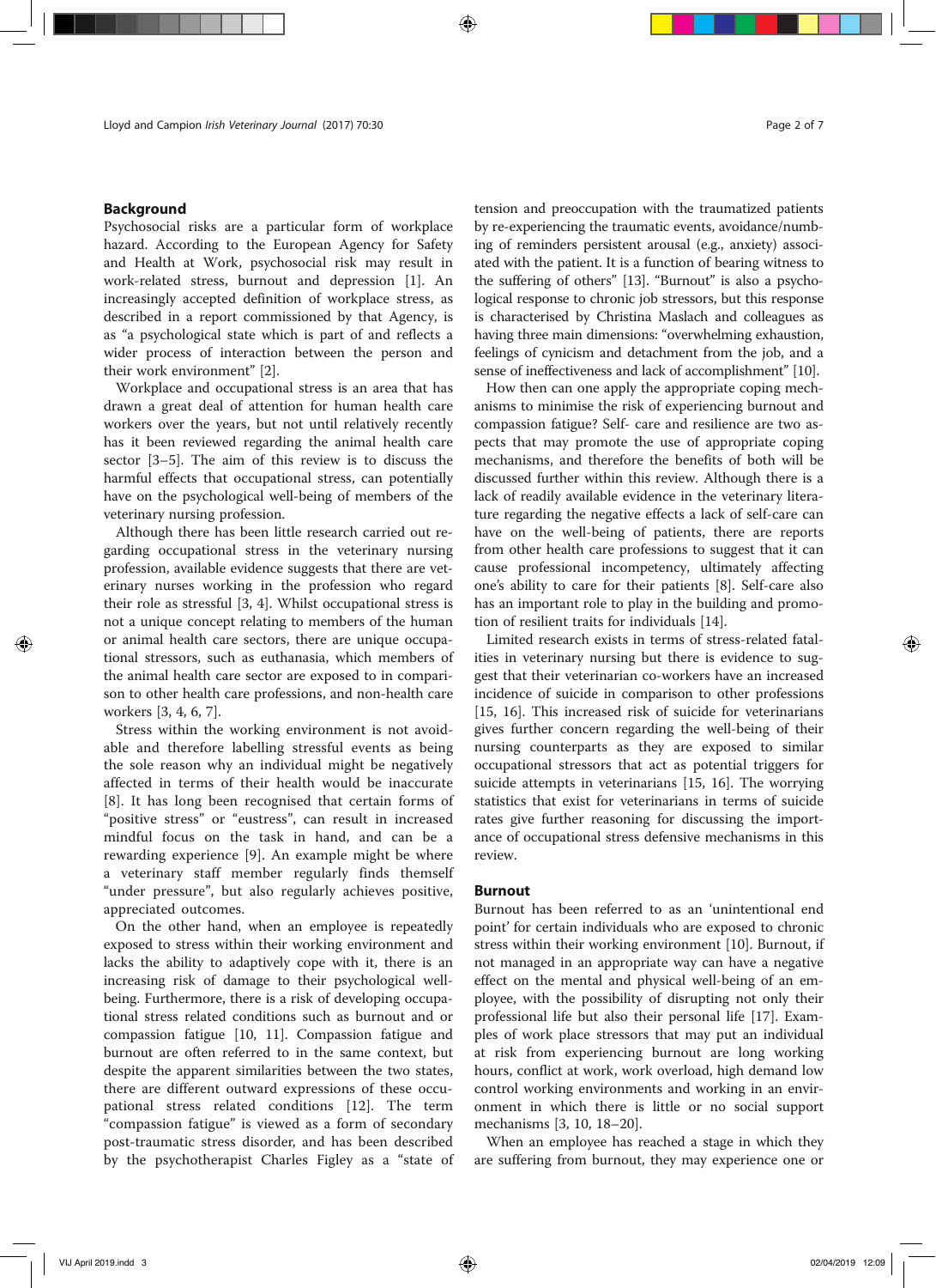## Background

Psychosocial risks are a particular form of workplace hazard. According to the European Agency for Safety and Health at Work, psychosocial risk may result in work-related stress, burnout and depression [1]. An increasingly accepted definition of workplace stress, as described in a report commissioned by that Agency, is as "a psychological state which is part of and reflects a wider process of interaction between the person and their work environment" [2].

Workplace and occupational stress is an area that has drawn a great deal of attention for human health care workers over the years, but not until relatively recently has it been reviewed regarding the animal health care sector [3–5]. The aim of this review is to discuss the harmful effects that occupational stress, can potentially have on the psychological well-being of members of the veterinary nursing profession.

Although there has been little research carried out regarding occupational stress in the veterinary nursing profession, available evidence suggests that there are veterinary nurses working in the profession who regard their role as stressful [3, 4]. Whilst occupational stress is not a unique concept relating to members of the human or animal health care sectors, there are unique occupational stressors, such as euthanasia, which members of the animal health care sector are exposed to in comparison to other health care professions, and non-health care workers [3, 4, 6, 7].

Stress within the working environment is not avoidable and therefore labelling stressful events as being the sole reason why an individual might be negatively affected in terms of their health would be inaccurate [8]. It has long been recognised that certain forms of "positive stress" or "eustress", can result in increased mindful focus on the task in hand, and can be a rewarding experience [9]. An example might be where a veterinary staff member regularly finds themself "under pressure", but also regularly achieves positive, appreciated outcomes.

On the other hand, when an employee is repeatedly exposed to stress within their working environment and lacks the ability to adaptively cope with it, there is an increasing risk of damage to their psychological well-being. Furthermore, there is a risk of developing occupational stress related conditions such as burnout and or compassion fatigue [10, 11]. Compassion fatigue and burnout are often referred to in the same context, but despite the apparent similarities between the two states, there are different outward expressions of these occupational stress related conditions [12]. The term "compassion fatigue" is viewed as a form of secondary post-traumatic stress disorder, and has been described by the psychotherapist Charles Figley as a "state of tension and preoccupation with the traumatized patients by re-experiencing the traumatic events, avoidance/numbing of reminders persistent arousal (e.g., anxiety) associated with the patient. It is a function of bearing witness to the suffering of others" [13]. "Burnout" is also a psychological response to chronic job stressors, but this response is characterised by Christina Maslach and colleagues as having three main dimensions: "overwhelming exhaustion, feelings of cynicism and detachment from the job, and a sense of ineffectiveness and lack of accomplishment" [10].

How then can one apply the appropriate coping mechanisms to minimise the risk of experiencing burnout and compassion fatigue? Self- care and resilience are two aspects that may promote the use of appropriate coping mechanisms, and therefore the benefits of both will be discussed further within this review. Although there is a lack of readily available evidence in the veterinary literature regarding the negative effects a lack of self-care can have on the well-being of patients, there are reports from other health care professions to suggest that it can cause professional incompetency, ultimately affecting one's ability to care for their patients [8]. Self-care also has an important role to play in the building and promotion of resilient traits for individuals [14].

Limited research exists in terms of stress-related fatalities in veterinary nursing but there is evidence to suggest that their veterinarian co-workers have an increased incidence of suicide in comparison to other professions [15, 16]. This increased risk of suicide for veterinarians gives further concern regarding the well-being of their nursing counterparts as they are exposed to similar occupational stressors that act as potential triggers for suicide attempts in veterinarians [15, 16]. The worrying statistics that exist for veterinarians in terms of suicide rates give further reasoning for discussing the importance of occupational stress defensive mechanisms in this review.

## Burnout

Burnout has been referred to as an 'unintentional end point' for certain individuals who are exposed to chronic stress within their working environment [10]. Burnout, if not managed in an appropriate way can have a negative effect on the mental and physical well-being of an employee, with the possibility of disrupting not only their professional life but also their personal life [17]. Examples of work place stressors that may put an individual at risk from experiencing burnout are long working hours, conflict at work, work overload, high demand low control working environments and working in an environment in which there is little or no social support mechanisms [3, 10, 18–20].

When an employee has reached a stage in which they are suffering from burnout, they may experience one or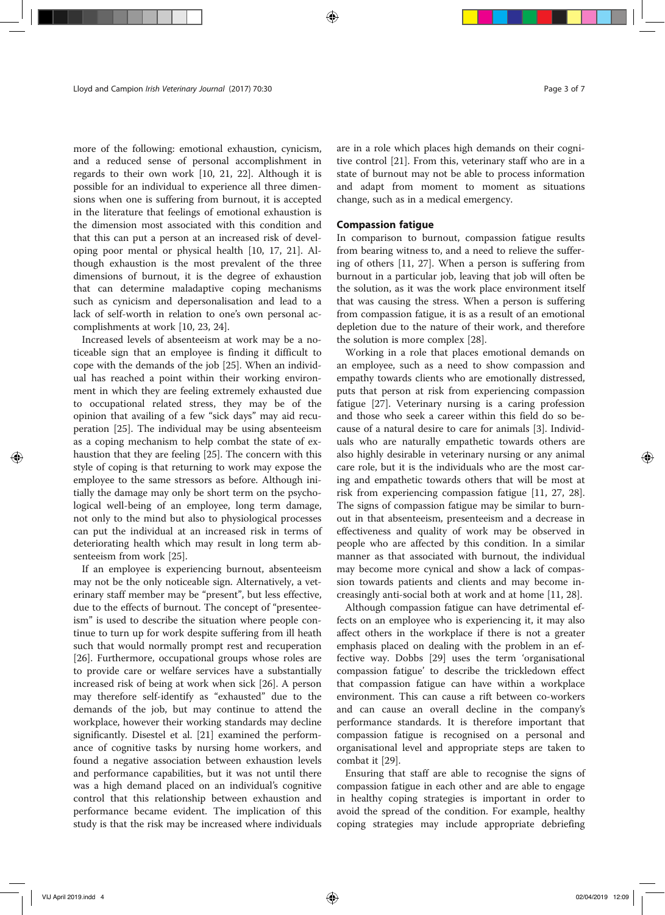more of the following: emotional exhaustion, cynicism, and a reduced sense of personal accomplishment in regards to their own work [10, 21, 22]. Although it is possible for an individual to experience all three dimensions when one is suffering from burnout, it is accepted in the literature that feelings of emotional exhaustion is the dimension most associated with this condition and that this can put a person at an increased risk of developing poor mental or physical health [10, 17, 21]. Although exhaustion is the most prevalent of the three dimensions of burnout, it is the degree of exhaustion that can determine maladaptive coping mechanisms such as cynicism and depersonalisation and lead to a lack of self-worth in relation to one's own personal accomplishments at work [10, 23, 24].

Increased levels of absenteeism at work may be a noticeable sign that an employee is finding it difficult to cope with the demands of the job [25]. When an individual has reached a point within their working environment in which they are feeling extremely exhausted due to occupational related stress, they may be of the opinion that availing of a few "sick days" may aid recuperation [25]. The individual may be using absenteeism as a coping mechanism to help combat the state of exhaustion that they are feeling [25]. The concern with this style of coping is that returning to work may expose the employee to the same stressors as before. Although initially the damage may only be short term on the psychological well-being of an employee, long term damage, not only to the mind but also to physiological processes can put the individual at an increased risk in terms of deteriorating health which may result in long term absenteeism from work [25].

If an employee is experiencing burnout, absenteeism may not be the only noticeable sign. Alternatively, a veterinary staff member may be "present", but less effective, due to the effects of burnout. The concept of "presenteeism" is used to describe the situation where people continue to turn up for work despite suffering from ill heath such that would normally prompt rest and recuperation [26]. Furthermore, occupational groups whose roles are to provide care or welfare services have a substantially increased risk of being at work when sick [26]. A person may therefore self-identify as "exhausted" due to the demands of the job, but may continue to attend the workplace, however their working standards may decline significantly. Disestel et al. [21] examined the performance of cognitive tasks by nursing home workers, and found a negative association between exhaustion levels and performance capabilities, but it was not until there was a high demand placed on an individual's cognitive control that this relationship between exhaustion and performance became evident. The implication of this study is that the risk may be increased where individuals are in a role which places high demands on their cognitive control [21]. From this, veterinary staff who are in a state of burnout may not be able to process information and adapt from moment to moment as situations change, such as in a medical emergency.

## Compassion fatigue

In comparison to burnout, compassion fatigue results from bearing witness to, and a need to relieve the suffering of others [11, 27]. When a person is suffering from burnout in a particular job, leaving that job will often be the solution, as it was the work place environment itself that was causing the stress. When a person is suffering from compassion fatigue, it is as a result of an emotional depletion due to the nature of their work, and therefore the solution is more complex [28].

Working in a role that places emotional demands on an employee, such as a need to show compassion and empathy towards clients who are emotionally distressed, puts that person at risk from experiencing compassion fatigue [27]. Veterinary nursing is a caring profession and those who seek a career within this field do so because of a natural desire to care for animals [3]. Individuals who are naturally empathetic towards others are also highly desirable in veterinary nursing or any animal care role, but it is the individuals who are the most caring and empathetic towards others that will be most at risk from experiencing compassion fatigue [11, 27, 28]. The signs of compassion fatigue may be similar to burnout in that absenteeism, presenteeism and a decrease in effectiveness and quality of work may be observed in people who are affected by this condition. In a similar manner as that associated with burnout, the individual may become more cynical and show a lack of compassion towards patients and clients and may become increasingly anti-social both at work and at home [11, 28].

Although compassion fatigue can have detrimental effects on an employee who is experiencing it, it may also affect others in the workplace if there is not a greater emphasis placed on dealing with the problem in an effective way. Dobbs [29] uses the term 'organisational compassion fatigue' to describe the trickledown effect that compassion fatigue can have within a workplace environment. This can cause a rift between co-workers and can cause an overall decline in the company's performance standards. It is therefore important that compassion fatigue is recognised on a personal and organisational level and appropriate steps are taken to combat it [29].

Ensuring that staff are able to recognise the signs of compassion fatigue in each other and are able to engage in healthy coping strategies is important in order to avoid the spread of the condition. For example, healthy coping strategies may include appropriate debriefing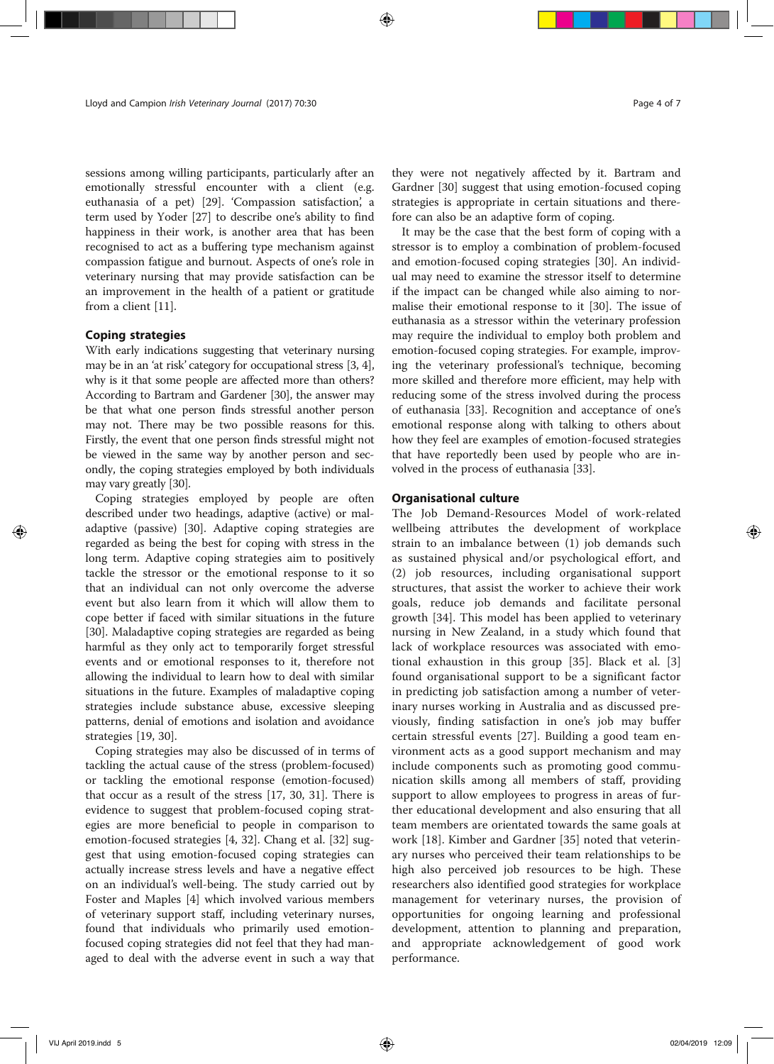sessions among willing participants, particularly after an emotionally stressful encounter with a client (e.g. euthanasia of a pet) [29]. 'Compassion satisfaction,' a term used by Yoder [27] to describe one's ability to find happiness in their work, is another area that has been recognised to act as a buffering type mechanism against compassion fatigue and burnout. Aspects of one's role in veterinary nursing that may provide satisfaction can be an improvement in the health of a patient or gratitude from a client [11].

## Coping strategies

With early indications suggesting that veterinary nursing may be in an 'at risk' category for occupational stress [3, 4], why is it that some people are affected more than others? According to Bartram and Gardener [30], the answer may be that what one person finds stressful another person may not. There may be two possible reasons for this. Firstly, the event that one person finds stressful might not be viewed in the same way by another person and secondly, the coping strategies employed by both individuals may vary greatly [30].

Coping strategies employed by people are often described under two headings, adaptive (active) or maladaptive (passive) [30]. Adaptive coping strategies are regarded as being the best for coping with stress in the long term. Adaptive coping strategies aim to positively tackle the stressor or the emotional response to it so that an individual can not only overcome the adverse event but also learn from it which will allow them to cope better if faced with similar situations in the future [30]. Maladaptive coping strategies are regarded as being harmful as they only act to temporarily forget stressful events and or emotional responses to it, therefore not allowing the individual to learn how to deal with similar situations in the future. Examples of maladaptive coping strategies include substance abuse, excessive sleeping patterns, denial of emotions and isolation and avoidance strategies [19, 30].

Coping strategies may also be discussed of in terms of tackling the actual cause of the stress (problem-focused) or tackling the emotional response (emotion-focused) that occur as a result of the stress [17, 30, 31]. There is evidence to suggest that problem-focused coping strategies are more beneficial to people in comparison to emotion-focused strategies [4, 32]. Chang et al. [32] suggest that using emotion-focused coping strategies can actually increase stress levels and have a negative effect on an individual's well-being. The study carried out by Foster and Maples [4] which involved various members of veterinary support staff, including veterinary nurses, found that individuals who primarily used emotion-focused coping strategies did not feel that they had managed to deal with the adverse event in such a way that they were not negatively affected by it. Bartram and Gardner [30] suggest that using emotion-focused coping strategies is appropriate in certain situations and therefore can also be an adaptive form of coping.

It may be the case that the best form of coping with a stressor is to employ a combination of problem-focused and emotion-focused coping strategies [30]. An individual may need to examine the stressor itself to determine if the impact can be changed while also aiming to normalise their emotional response to it [30]. The issue of euthanasia as a stressor within the veterinary profession may require the individual to employ both problem and emotion-focused coping strategies. For example, improving the veterinary professional's technique, becoming more skilled and therefore more efficient, may help with reducing some of the stress involved during the process of euthanasia [33]. Recognition and acceptance of one's emotional response along with talking to others about how they feel are examples of emotion-focused strategies that have reportedly been used by people who are involved in the process of euthanasia [33].

## Organisational culture

The Job Demand-Resources Model of work-related wellbeing attributes the development of workplace strain to an imbalance between (1) job demands such as sustained physical and/or psychological effort, and (2) job resources, including organisational support structures, that assist the worker to achieve their work goals, reduce job demands and facilitate personal growth [34]. This model has been applied to veterinary nursing in New Zealand, in a study which found that lack of workplace resources was associated with emotional exhaustion in this group [35]. Black et al. [3] found organisational support to be a significant factor in predicting job satisfaction among a number of veterinary nurses working in Australia and as discussed previously, finding satisfaction in one's job may buffer certain stressful events [27]. Building a good team environment acts as a good support mechanism and may include components such as promoting good communication skills among all members of staff, providing support to allow employees to progress in areas of further educational development and also ensuring that all team members are orientated towards the same goals at work [18]. Kimber and Gardner [35] noted that veterinary nurses who perceived their team relationships to be high also perceived job resources to be high. These researchers also identified good strategies for workplace management for veterinary nurses, the provision of opportunities for ongoing learning and professional development, attention to planning and preparation, and appropriate acknowledgement of good work performance.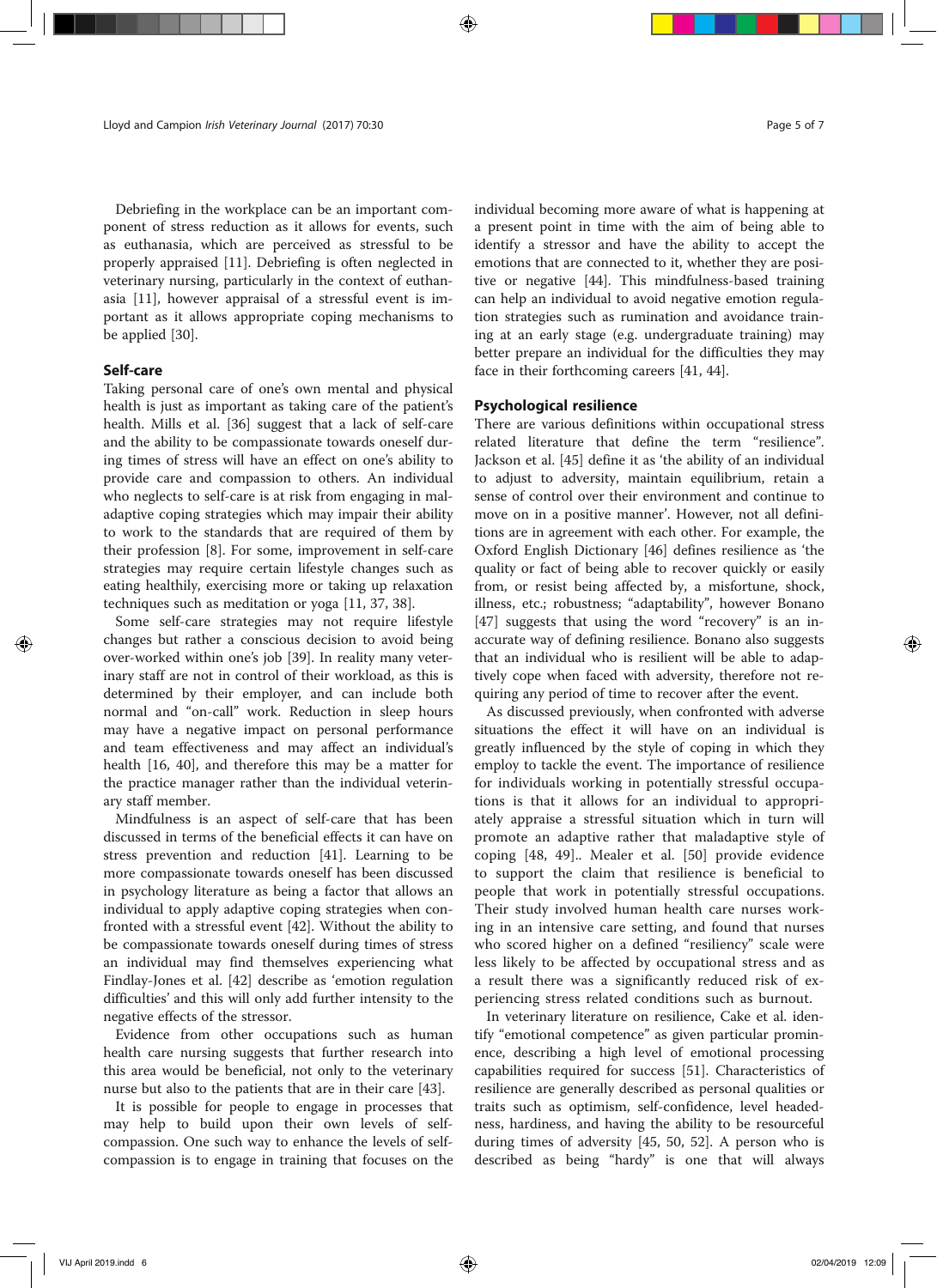Debriefing in the workplace can be an important component of stress reduction as it allows for events, such as euthanasia, which are perceived as stressful to be properly appraised [11]. Debriefing is often neglected in veterinary nursing, particularly in the context of euthanasia [11], however appraisal of a stressful event is important as it allows appropriate coping mechanisms to be applied [30].

## Self-care

Taking personal care of one's own mental and physical health is just as important as taking care of the patient's health. Mills et al. [36] suggest that a lack of self-care and the ability to be compassionate towards oneself during times of stress will have an effect on one's ability to provide care and compassion to others. An individual who neglects to self-care is at risk from engaging in maladaptive coping strategies which may impair their ability to work to the standards that are required of them by their profession [8]. For some, improvement in self-care strategies may require certain lifestyle changes such as eating healthily, exercising more or taking up relaxation techniques such as meditation or yoga [11, 37, 38].

Some self-care strategies may not require lifestyle changes but rather a conscious decision to avoid being over-worked within one's job [39]. In reality many veterinary staff are not in control of their workload, as this is determined by their employer, and can include both normal and "on-call" work. Reduction in sleep hours may have a negative impact on personal performance and team effectiveness and may affect an individual's health [16, 40], and therefore this may be a matter for the practice manager rather than the individual veterinary staff member.

Mindfulness is an aspect of self-care that has been discussed in terms of the beneficial effects it can have on stress prevention and reduction [41]. Learning to be more compassionate towards oneself has been discussed in psychology literature as being a factor that allows an individual to apply adaptive coping strategies when confronted with a stressful event [42]. Without the ability to be compassionate towards oneself during times of stress an individual may find themselves experiencing what Findlay-Jones et al. [42] describe as 'emotion regulation difficulties' and this will only add further intensity to the negative effects of the stressor.

Evidence from other occupations such as human health care nursing suggests that further research into this area would be beneficial, not only to the veterinary nurse but also to the patients that are in their care [43].

It is possible for people to engage in processes that may help to build upon their own levels of self-compassion. One such way to enhance the levels of self-compassion is to engage in training that focuses on the individual becoming more aware of what is happening at a present point in time with the aim of being able to identify a stressor and have the ability to accept the emotions that are connected to it, whether they are positive or negative [44]. This mindfulness-based training can help an individual to avoid negative emotion regulation strategies such as rumination and avoidance training at an early stage (e.g. undergraduate training) may better prepare an individual for the difficulties they may face in their forthcoming careers [41, 44].

## Psychological resilience

There are various definitions within occupational stress related literature that define the term "resilience". Jackson et al. [45] define it as 'the ability of an individual to adjust to adversity, maintain equilibrium, retain a sense of control over their environment and continue to move on in a positive manner'. However, not all definitions are in agreement with each other. For example, the Oxford English Dictionary [46] defines resilience as 'the quality or fact of being able to recover quickly or easily from, or resist being affected by, a misfortune, shock, illness, etc.; robustness; "adaptability", however Bonano [47] suggests that using the word "recovery" is an inaccurate way of defining resilience. Bonano also suggests that an individual who is resilient will be able to adaptively cope when faced with adversity, therefore not requiring any period of time to recover after the event.

As discussed previously, when confronted with adverse situations the effect it will have on an individual is greatly influenced by the style of coping in which they employ to tackle the event. The importance of resilience for individuals working in potentially stressful occupations is that it allows for an individual to appropriately appraise a stressful situation which in turn will promote an adaptive rather that maladaptive style of coping [48, 49].. Mealer et al. [50] provide evidence to support the claim that resilience is beneficial to people that work in potentially stressful occupations. Their study involved human health care nurses working in an intensive care setting, and found that nurses who scored higher on a defined "resiliency" scale were less likely to be affected by occupational stress and as a result there was a significantly reduced risk of experiencing stress related conditions such as burnout.

In veterinary literature on resilience, Cake et al. identify "emotional competence" as given particular prominence, describing a high level of emotional processing capabilities required for success [51]. Characteristics of resilience are generally described as personal qualities or traits such as optimism, self-confidence, level headedness, hardiness, and having the ability to be resourceful during times of adversity [45, 50, 52]. A person who is described as being "hardy" is one that will always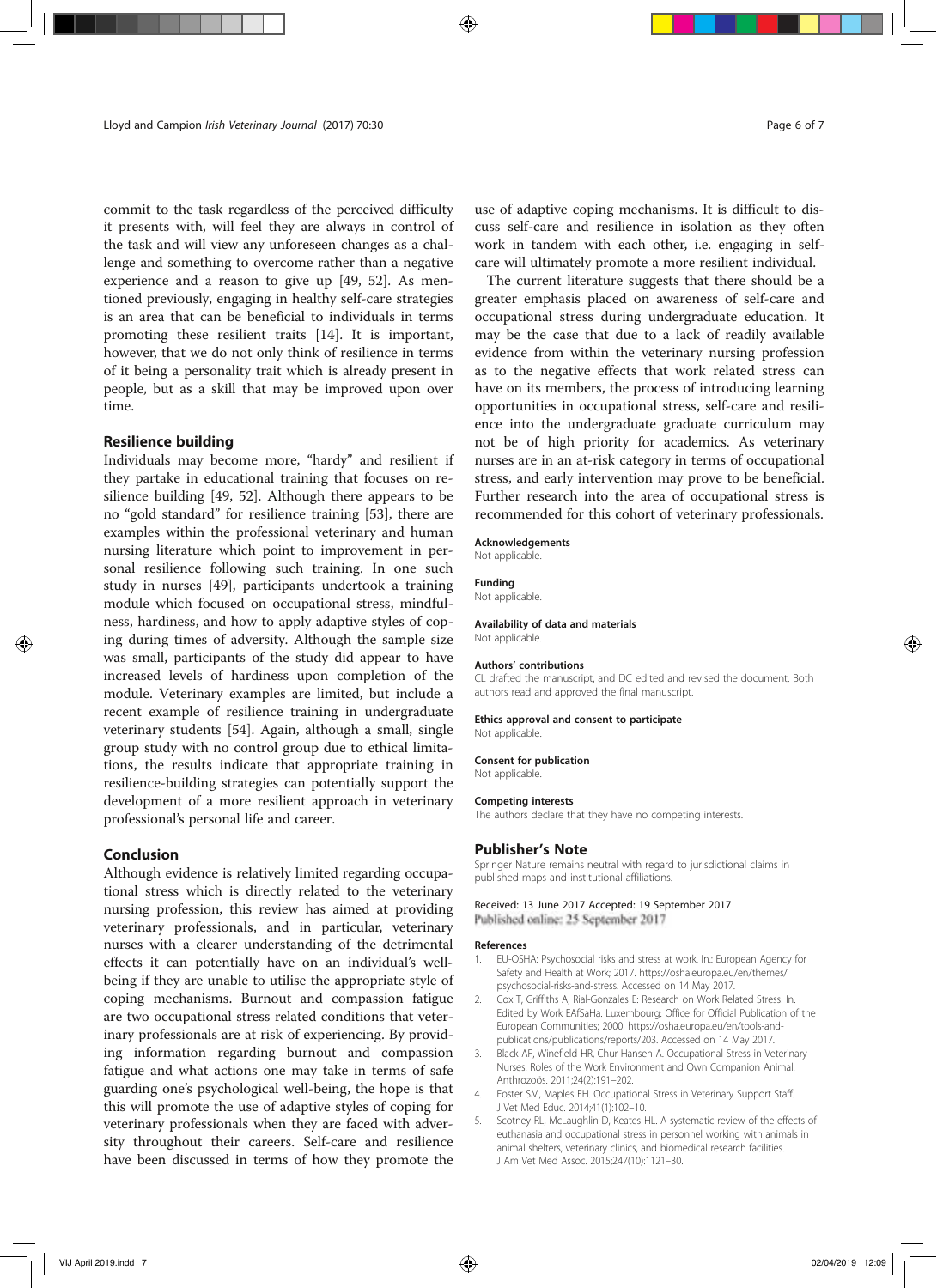commit to the task regardless of the perceived difficulty it presents with, will feel they are always in control of the task and will view any unforeseen changes as a challenge and something to overcome rather than a negative experience and a reason to give up [49, 52]. As mentioned previously, engaging in healthy self-care strategies is an area that can be beneficial to individuals in terms promoting these resilient traits [14]. It is important, however, that we do not only think of resilience in terms of it being a personality trait which is already present in people, but as a skill that may be improved upon over time.

## Resilience building

Individuals may become more, "hardy" and resilient if they partake in educational training that focuses on resilience building [49, 52]. Although there appears to be no "gold standard" for resilience training [53], there are examples within the professional veterinary and human nursing literature which point to improvement in personal resilience following such training. In one such study in nurses [49], participants undertook a training module which focused on occupational stress, mindfulness, hardiness, and how to apply adaptive styles of coping during times of adversity. Although the sample size was small, participants of the study did appear to have increased levels of hardiness upon completion of the module. Veterinary examples are limited, but include a recent example of resilience training in undergraduate veterinary students [54]. Again, although a small, single group study with no control group due to ethical limitations, the results indicate that appropriate training in resilience-building strategies can potentially support the development of a more resilient approach in veterinary professional's personal life and career.

## Conclusion

Although evidence is relatively limited regarding occupational stress which is directly related to the veterinary nursing profession, this review has aimed at providing veterinary professionals, and in particular, veterinary nurses with a clearer understanding of the detrimental effects it can potentially have on an individual's well-being if they are unable to utilise the appropriate style of coping mechanisms. Burnout and compassion fatigue are two occupational stress related conditions that veterinary professionals are at risk of experiencing. By providing information regarding burnout and compassion fatigue and what actions one may take in terms of safe guarding one's psychological well-being, the hope is that this will promote the use of adaptive styles of coping for veterinary professionals when they are faced with adversity throughout their careers. Self-care and resilience have been discussed in terms of how they promote the use of adaptive coping mechanisms. It is difficult to discuss self-care and resilience in isolation as they often work in tandem with each other, i.e. engaging in self-care will ultimately promote a more resilient individual.

The current literature suggests that there should be a greater emphasis placed on awareness of self-care and occupational stress during undergraduate education. It may be the case that due to a lack of readily available evidence from within the veterinary nursing profession as to the negative effects that work related stress can have on its members, the process of introducing learning opportunities in occupational stress, self-care and resilience into the undergraduate graduate curriculum may not be of high priority for academics. As veterinary nurses are in an at-risk category in terms of occupational stress, and early intervention may prove to be beneficial. Further research into the area of occupational stress is recommended for this cohort of veterinary professionals.

#### Acknowledgements
Not applicable.

#### Funding
Not applicable.

#### Availability of data and materials
Not applicable.

#### Authors' contributions
CL drafted the manuscript, and DC edited and revised the document. Both authors read and approved the final manuscript.

#### Ethics approval and consent to participate
Not applicable.

#### Consent for publication
Not applicable.

#### Competing interests
The authors declare that they have no competing interests.

### Publisher's Note
Springer Nature remains neutral with regard to jurisdictional claims in published maps and institutional affiliations.

Received: 13 June 2017 Accepted: 19 September 2017
Published online: 25 September 2017

#### References

1. EU-OSHA: Psychosocial risks and stress at work. In.: European Agency for Safety and Health at Work; 2017. https://osha.europa.eu/en/themes/psychosocial-risks-and-stress. Accessed on 14 May 2017.
2. Cox T, Griffiths A, Rial-Gonzales E: Research on Work Related Stress. In. Edited by Work EAfSaHa. Luxembourg: Office for Official Publication of the European Communities; 2000. https://osha.europa.eu/en/tools-and-publications/publications/reports/203. Accessed on 14 May 2017.
3. Black AF, Winefield HR, Chur-Hansen A. Occupational Stress in Veterinary Nurses: Roles of the Work Environment and Own Companion Animal. Anthrozoös. 2011;24(2):191–202.
4. Foster SM, Maples EH. Occupational Stress in Veterinary Support Staff. J Vet Med Educ. 2014;41(1):102–10.
5. Scotney RL, McLaughlin D, Keates HL. A systematic review of the effects of euthanasia and occupational stress in personnel working with animals in animal shelters, veterinary clinics, and biomedical research facilities. J Am Vet Med Assoc. 2015;247(10):1121–30.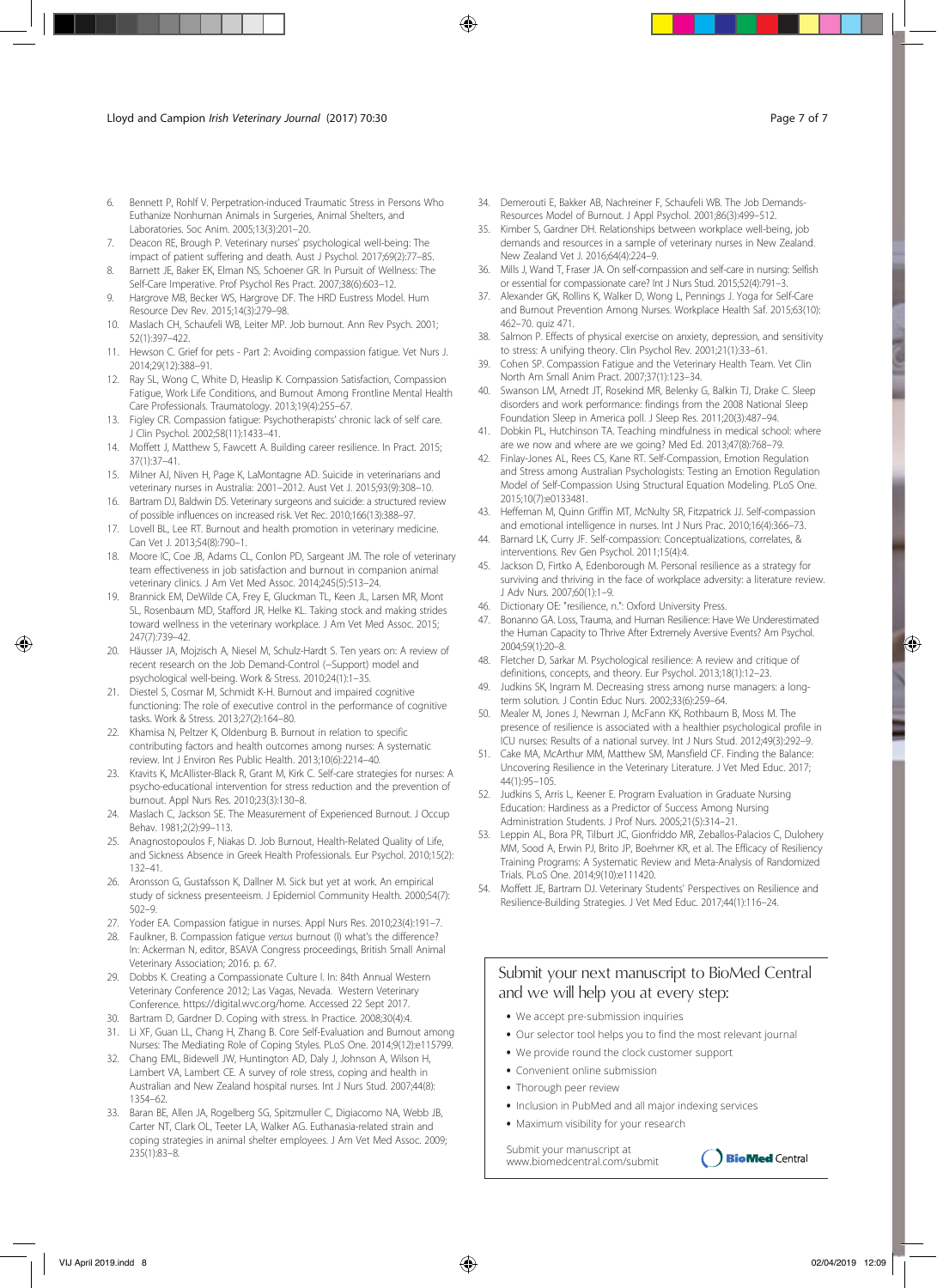6. Bennett P, Rohlf V. Perpetration-induced Traumatic Stress in Persons Who Euthanize Nonhuman Animals in Surgeries, Animal Shelters, and Laboratories. Soc Anim. 2005;13(3):201–20.
7. Deacon RE, Brough P. Veterinary nurses' psychological well-being: The impact of patient suffering and death. Aust J Psychol. 2017;69(2):77–85.
8. Barnett JE, Baker EK, Elman NS, Schoener GR. In Pursuit of Wellness: The Self-Care Imperative. Prof Psychol Res Pract. 2007;38(6):603–12.
9. Hargrove MB, Becker WS, Hargrove DF. The HRD Eustress Model. Hum Resource Dev Rev. 2015;14(3):279–98.
10. Maslach CH, Schaufeli WB, Leiter MP. Job burnout. Ann Rev Psych. 2001; 52(1):397–422.
11. Hewson C. Grief for pets - Part 2: Avoiding compassion fatigue. Vet Nurs J. 2014;29(12):388–91.
12. Ray SL, Wong C, White D, Heaslip K. Compassion Satisfaction, Compassion Fatigue, Work Life Conditions, and Burnout Among Frontline Mental Health Care Professionals. Traumatology. 2013;19(4):255–67.
13. Figley CR. Compassion fatigue: Psychotherapists' chronic lack of self care. J Clin Psychol. 2002;58(11):1433–41.
14. Moffett J, Matthew S, Fawcett A. Building career resilience. In Pract. 2015; 37(1):37–41.
15. Milner AJ, Niven H, Page K, LaMontagne AD. Suicide in veterinarians and veterinary nurses in Australia: 2001–2012. Aust Vet J. 2015;93(9):308–10.
16. Bartram DJ, Baldwin DS. Veterinary surgeons and suicide: a structured review of possible influences on increased risk. Vet Rec. 2010;166(13):388–97.
17. Lovell BL, Lee RT. Burnout and health promotion in veterinary medicine. Can Vet J. 2013;54(8):790–1.
18. Moore IC, Coe JB, Adams CL, Conlon PD, Sargeant JM. The role of veterinary team effectiveness in job satisfaction and burnout in companion animal veterinary clinics. J Am Vet Med Assoc. 2014;245(5):513–24.
19. Brannick EM, DeWilde CA, Frey E, Gluckman TL, Keen JL, Larsen MR, Mont SL, Rosenbaum MD, Stafford JR, Helke KL. Taking stock and making strides toward wellness in the veterinary workplace. J Am Vet Med Assoc. 2015; 247(7):739–42.
20. Häusser JA, Mojzisch A, Niesel M, Schulz-Hardt S. Ten years on: A review of recent research on the Job Demand-Control (–Support) model and psychological well-being. Work & Stress. 2010;24(1):1–35.
21. Diestel S, Cosmar M, Schmidt K-H. Burnout and impaired cognitive functioning: The role of executive control in the performance of cognitive tasks. Work & Stress. 2013;27(2):164–80.
22. Khamisa N, Peltzer K, Oldenburg B. Burnout in relation to specific contributing factors and health outcomes among nurses: A systematic review. Int J Environ Res Public Health. 2013;10(6):2214–40.
23. Kravits K, McAllister-Black R, Grant M, Kirk C. Self-care strategies for nurses: A psycho-educational intervention for stress reduction and the prevention of burnout. Appl Nurs Res. 2010;23(3):130–8.
24. Maslach C, Jackson SE. The Measurement of Experienced Burnout. J Occup Behav. 1981;2(2):99–113.
25. Anagnostopoulos F, Niakas D. Job Burnout, Health-Related Quality of Life, and Sickness Absence in Greek Health Professionals. Eur Psychol. 2010;15(2): 132–41.
26. Aronsson G, Gustafsson K, Dallner M. Sick but yet at work. An empirical study of sickness presenteeism. J Epidemiol Community Health. 2000;54(7): 502–9.
27. Yoder EA. Compassion fatigue in nurses. Appl Nurs Res. 2010;23(4):191–7.
28. Faulkner, B. Compassion fatigue *versus* burnout (I) what's the difference? In: Ackerman N, editor, BSAVA Congress proceedings, British Small Animal Veterinary Association; 2016. p. 67.
29. Dobbs K. Creating a Compassionate Culture I. In: 84th Annual Western Veterinary Conference 2012; Las Vagas, Nevada. Western Veterinary Conference. https://digital.wvc.org/home. Accessed 22 Sept 2017.
30. Bartram D, Gardner D. Coping with stress. In Practice. 2008;30(4):4.
31. Li XF, Guan LL, Chang H, Zhang B. Core Self-Evaluation and Burnout among Nurses: The Mediating Role of Coping Styles. PLoS One. 2014;9(12):e115799.
32. Chang EML, Bidewell JW, Huntington AD, Daly J, Johnson A, Wilson H, Lambert VA, Lambert CE. A survey of role stress, coping and health in Australian and New Zealand hospital nurses. Int J Nurs Stud. 2007;44(8): 1354–62.
33. Baran BE, Allen JA, Rogelberg SG, Spitzmuller C, Digiacomo NA, Webb JB, Carter NT, Clark OL, Teeter LA, Walker AG. Euthanasia-related strain and coping strategies in animal shelter employees. J Am Vet Med Assoc. 2009; 235(1):83–8.
34. Demerouti E, Bakker AB, Nachreiner F, Schaufeli WB. The Job Demands-Resources Model of Burnout. J Appl Psychol. 2001;86(3):499–512.
35. Kimber S, Gardner DH. Relationships between workplace well-being, job demands and resources in a sample of veterinary nurses in New Zealand. New Zealand Vet J. 2016;64(4):224–9.
36. Mills J, Wand T, Fraser JA. On self-compassion and self-care in nursing: Selfish or essential for compassionate care? Int J Nurs Stud. 2015;52(4):791–3.
37. Alexander GK, Rollins K, Walker D, Wong L, Pennings J. Yoga for Self-Care and Burnout Prevention Among Nurses. Workplace Health Saf. 2015;63(10): 462–70. quiz 471.
38. Salmon P. Effects of physical exercise on anxiety, depression, and sensitivity to stress: A unifying theory. Clin Psychol Rev. 2001;21(1):33–61.
39. Cohen SP. Compassion Fatigue and the Veterinary Health Team. Vet Clin North Am Small Anim Pract. 2007;37(1):123–34.
40. Swanson LM, Arnedt JT, Rosekind MR, Belenky G, Balkin TJ, Drake C. Sleep disorders and work performance: findings from the 2008 National Sleep Foundation Sleep in America poll. J Sleep Res. 2011;20(3):487–94.
41. Dobkin PL, Hutchinson TA. Teaching mindfulness in medical school: where are we now and where are we going? Med Ed. 2013;47(8):768–79.
42. Finlay-Jones AL, Rees CS, Kane RT. Self-Compassion, Emotion Regulation and Stress among Australian Psychologists: Testing an Emotion Regulation Model of Self-Compassion Using Structural Equation Modeling. PLoS One. 2015;10(7):e0133481.
43. Heffernan M, Quinn Griffin MT, McNulty SR, Fitzpatrick JJ. Self-compassion and emotional intelligence in nurses. Int J Nurs Prac. 2010;16(4):366–73.
44. Barnard LK, Curry JF. Self-compassion: Conceptualizations, correlates, & interventions. Rev Gen Psychol. 2011;15(4):4.
45. Jackson D, Firtko A, Edenborough M. Personal resilience as a strategy for surviving and thriving in the face of workplace adversity: a literature review. J Adv Nurs. 2007;60(1):1–9.
46. Dictionary OE: "resilience, n.": Oxford University Press.
47. Bonanno GA. Loss, Trauma, and Human Resilience: Have We Underestimated the Human Capacity to Thrive After Extremely Aversive Events? Am Psychol. 2004;59(1):20–8.
48. Fletcher D, Sarkar M. Psychological resilience: A review and critique of definitions, concepts, and theory. Eur Psychol. 2013;18(1):12–23.
49. Judkins SK, Ingram M. Decreasing stress among nurse managers: a long-term solution. J Contin Educ Nurs. 2002;33(6):259–64.
50. Mealer M, Jones J, Newman J, McFann KK, Rothbaum B, Moss M. The presence of resilience is associated with a healthier psychological profile in ICU nurses: Results of a national survey. Int J Nurs Stud. 2012;49(3):292–9.
51. Cake MA, McArthur MM, Matthew SM, Mansfield CF. Finding the Balance: Uncovering Resilience in the Veterinary Literature. J Vet Med Educ. 2017; 44(1):95–105.
52. Judkins S, Arris L, Keener E. Program Evaluation in Graduate Nursing Education: Hardiness as a Predictor of Success Among Nursing Administration Students. J Prof Nurs. 2005;21(5):314–21.
53. Leppin AL, Bora PR, Tilburt JC, Gionfriddo MR, Zeballos-Palacios C, Dulohery MM, Sood A, Erwin PJ, Brito JP, Boehmer KR, et al. The Efficacy of Resiliency Training Programs: A Systematic Review and Meta-Analysis of Randomized Trials. PLoS One. 2014;9(10):e111420.
54. Moffett JE, Bartram DJ. Veterinary Students' Perspectives on Resilience and Resilience-Building Strategies. J Vet Med Educ. 2017;44(1):116–24.

Submit your next manuscript to BioMed Central and we will help you at every step:

- We accept pre-submission inquiries
- Our selector tool helps you to find the most relevant journal
- We provide round the clock customer support
- Convenient online submission
- Thorough peer review
- Inclusion in PubMed and all major indexing services
- Maximum visibility for your research

Submit your manuscript at www.biomedcentral.com/submit

BioMed Central